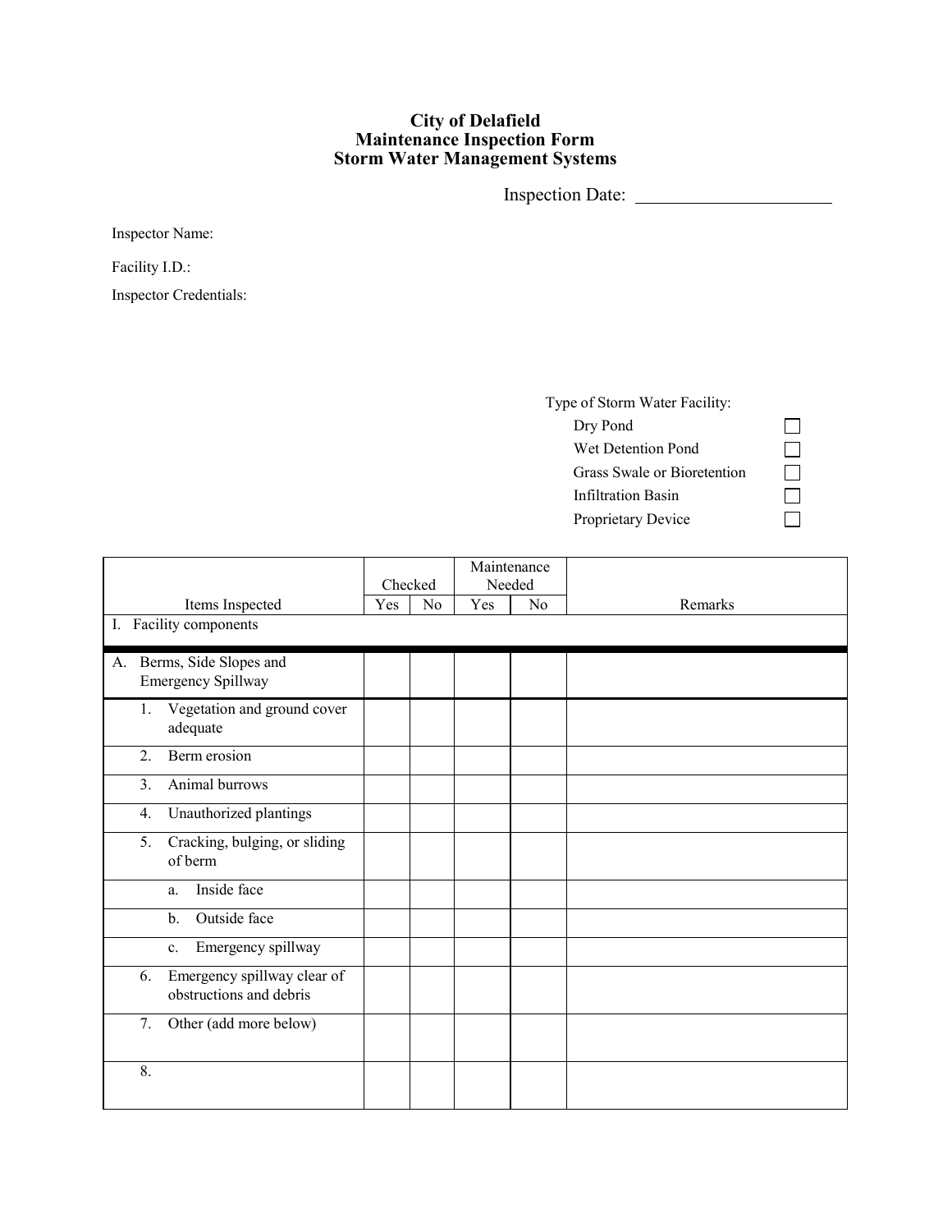# City of Delafield
## Maintenance Inspection Form
## Storm Water Management Systems

Inspection Date: ____________________

Inspector Name:

Facility I.D.:

Inspector Credentials:

Type of Storm Water Facility:

- Dry Pond ☐
- Wet Detention Pond ☐
- Grass Swale or Bioretention ☐
- Infiltration Basin ☐
- Proprietary Device ☐

| Items Inspected | Checked | | Maintenance Needed | | Remarks |
|---|---|---|---|---|---|
| | Yes | No | Yes | No | |
| I. Facility components | | | | | |
| A. Berms, Side Slopes and Emergency Spillway | | | | | |
| 1. Vegetation and ground cover adequate | | | | | |
| 2. Berm erosion | | | | | |
| 3. Animal burrows | | | | | |
| 4. Unauthorized plantings | | | | | |
| 5. Cracking, bulging, or sliding of berm | | | | | |
| a. Inside face | | | | | |
| b. Outside face | | | | | |
| c. Emergency spillway | | | | | |
| 6. Emergency spillway clear of obstructions and debris | | | | | |
| 7. Other (add more below) | | | | | |
| 8. | | | | | |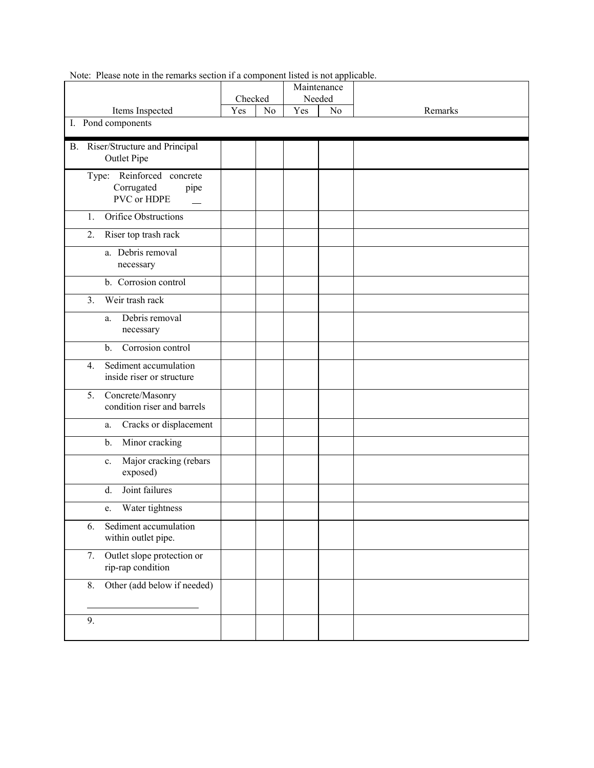Note: Please note in the remarks section if a component listed is not applicable.

| Items Inspected | Checked | | Maintenance Needed | | Remarks |
|---|---|---|---|---|---|
| | Yes | No | Yes | No | |
| I. Pond components | | | | | |
| B. Riser/Structure and Principal Outlet Pipe | | | | | |
| Type: Reinforced concrete Corrugated pipe PVC or HDPE __ | | | | | |
| 1. Orifice Obstructions | | | | | |
| 2. Riser top trash rack | | | | | |
| a. Debris removal necessary | | | | | |
| b. Corrosion control | | | | | |
| 3. Weir trash rack | | | | | |
| a. Debris removal necessary | | | | | |
| b. Corrosion control | | | | | |
| 4. Sediment accumulation inside riser or structure | | | | | |
| 5. Concrete/Masonry condition riser and barrels | | | | | |
| a. Cracks or displacement | | | | | |
| b. Minor cracking | | | | | |
| c. Major cracking (rebars exposed) | | | | | |
| d. Joint failures | | | | | |
| e. Water tightness | | | | | |
| 6. Sediment accumulation within outlet pipe. | | | | | |
| 7. Outlet slope protection or rip-rap condition | | | | | |
| 8. Other (add below if needed) ______________________ | | | | | |
| 9. | | | | | |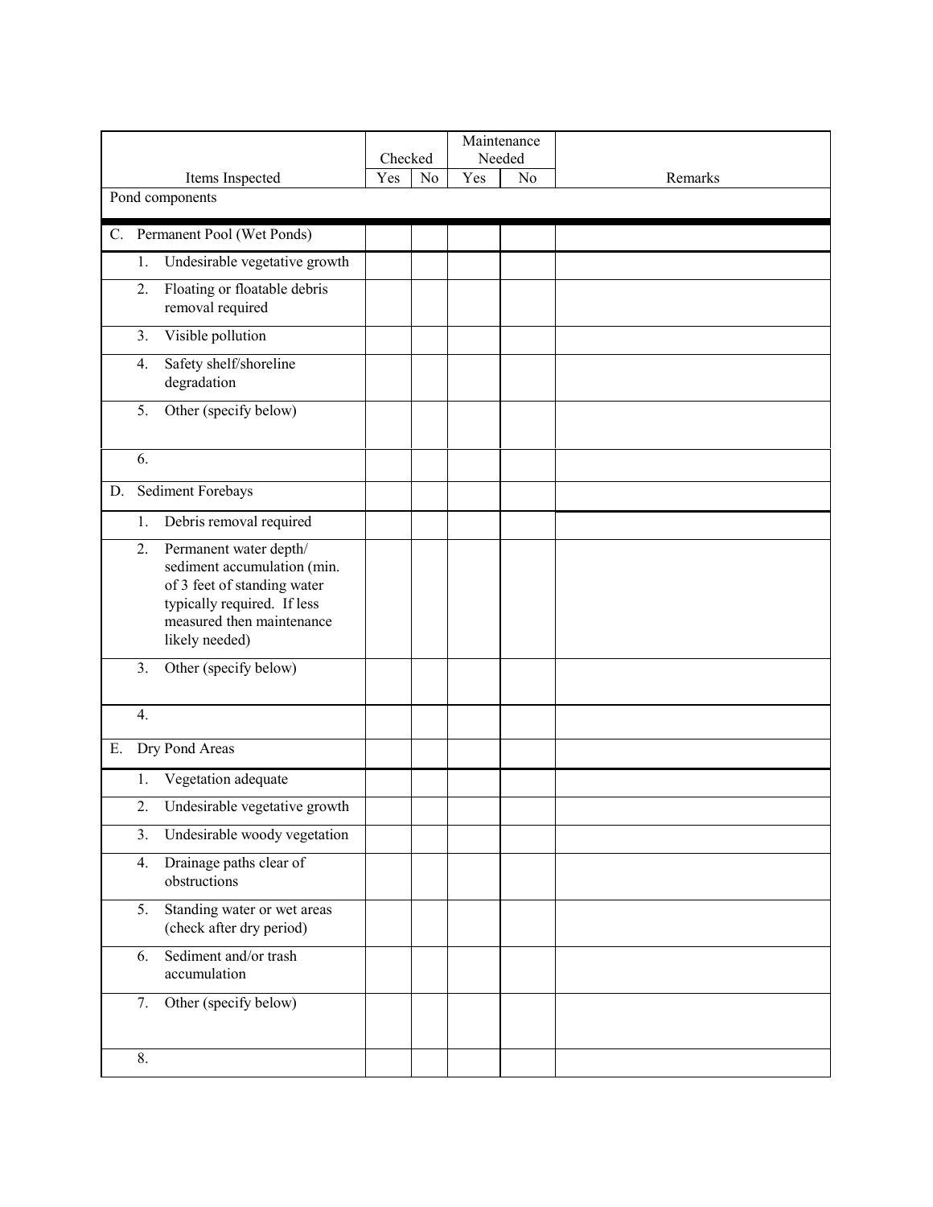| Items Inspected | Checked | | Maintenance Needed | | Remarks |
|---|---|---|---|---|---|
| | Yes | No | Yes | No | |
| Pond components | | | | | |
| C. Permanent Pool (Wet Ponds) | | | | | |
| 1. Undesirable vegetative growth | | | | | |
| 2. Floating or floatable debris removal required | | | | | |
| 3. Visible pollution | | | | | |
| 4. Safety shelf/shoreline degradation | | | | | |
| 5. Other (specify below) | | | | | |
| 6. | | | | | |
| D. Sediment Forebays | | | | | |
| 1. Debris removal required | | | | | |
| 2. Permanent water depth/ sediment accumulation (min. of 3 feet of standing water typically required. If less measured then maintenance likely needed) | | | | | |
| 3. Other (specify below) | | | | | |
| 4. | | | | | |
| E. Dry Pond Areas | | | | | |
| 1. Vegetation adequate | | | | | |
| 2. Undesirable vegetative growth | | | | | |
| 3. Undesirable woody vegetation | | | | | |
| 4. Drainage paths clear of obstructions | | | | | |
| 5. Standing water or wet areas (check after dry period) | | | | | |
| 6. Sediment and/or trash accumulation | | | | | |
| 7. Other (specify below) | | | | | |
| 8. | | | | | |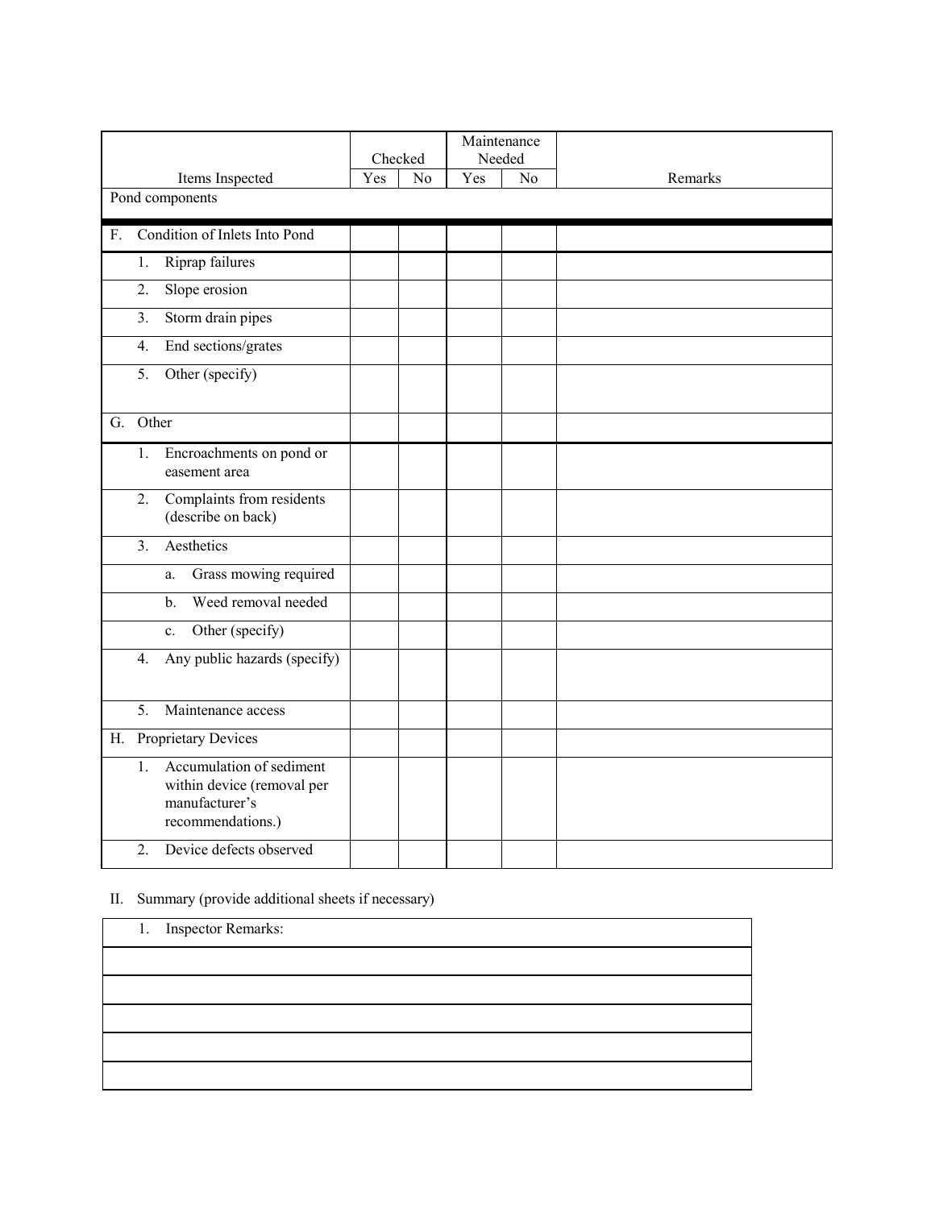| Items Inspected | Checked | | Maintenance Needed | | Remarks |
|---|---|---|---|---|---|
| | Yes | No | Yes | No | |
| Pond components | | | | | |
| F. Condition of Inlets Into Pond | | | | | |
| 1. Riprap failures | | | | | |
| 2. Slope erosion | | | | | |
| 3. Storm drain pipes | | | | | |
| 4. End sections/grates | | | | | |
| 5. Other (specify) | | | | | |
| G. Other | | | | | |
| 1. Encroachments on pond or easement area | | | | | |
| 2. Complaints from residents (describe on back) | | | | | |
| 3. Aesthetics | | | | | |
| a. Grass mowing required | | | | | |
| b. Weed removal needed | | | | | |
| c. Other (specify) | | | | | |
| 4. Any public hazards (specify) | | | | | |
| 5. Maintenance access | | | | | |
| H. Proprietary Devices | | | | | |
| 1. Accumulation of sediment within device (removal per manufacturer's recommendations.) | | | | | |
| 2. Device defects observed | | | | | |

II. Summary (provide additional sheets if necessary)

| 1. Inspector Remarks: |
|---|
| |
| |
| |
| |
| |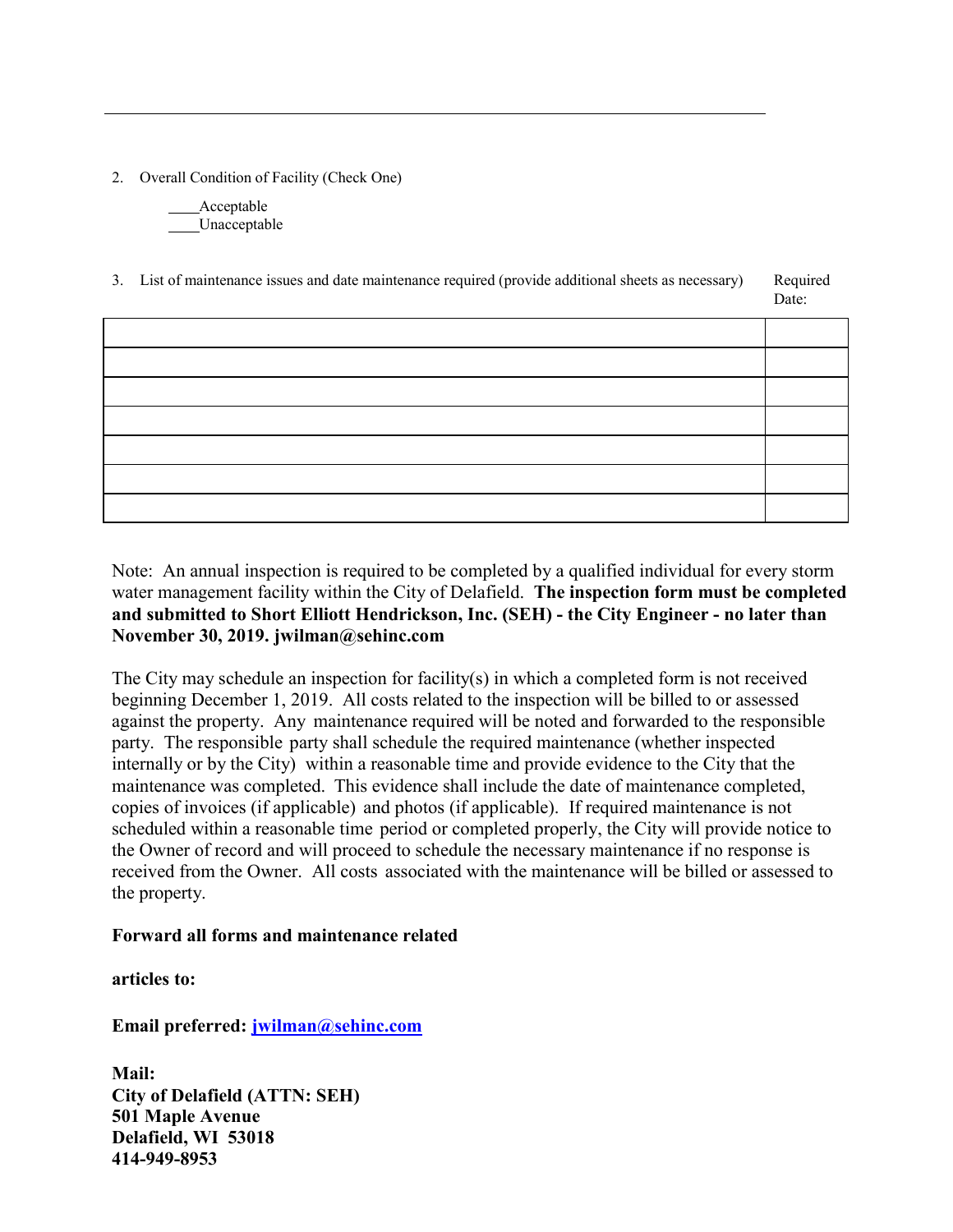2. Overall Condition of Facility (Check One)

 ____Acceptable
 ____Unacceptable

3. List of maintenance issues and date maintenance required (provide additional sheets as necessary)

| | Required Date: |
|---|---|
| | |
| | |
| | |
| | |
| | |
| | |
| | |

Note: An annual inspection is required to be completed by a qualified individual for every storm water management facility within the City of Delafield. **The inspection form must be completed and submitted to Short Elliott Hendrickson, Inc. (SEH) - the City Engineer - no later than November 30, 2019. jwilman@sehinc.com**

The City may schedule an inspection for facility(s) in which a completed form is not received beginning December 1, 2019. All costs related to the inspection will be billed to or assessed against the property. Any maintenance required will be noted and forwarded to the responsible party. The responsible party shall schedule the required maintenance (whether inspected internally or by the City) within a reasonable time and provide evidence to the City that the maintenance was completed. This evidence shall include the date of maintenance completed, copies of invoices (if applicable) and photos (if applicable). If required maintenance is not scheduled within a reasonable time period or completed properly, the City will provide notice to the Owner of record and will proceed to schedule the necessary maintenance if no response is received from the Owner. All costs associated with the maintenance will be billed or assessed to the property.

**Forward all forms and maintenance related**

**articles to:**

**Email preferred: jwilman@sehinc.com**

**Mail:**
**City of Delafield (ATTN: SEH)**
**501 Maple Avenue**
**Delafield, WI 53018**
**414-949-8953**